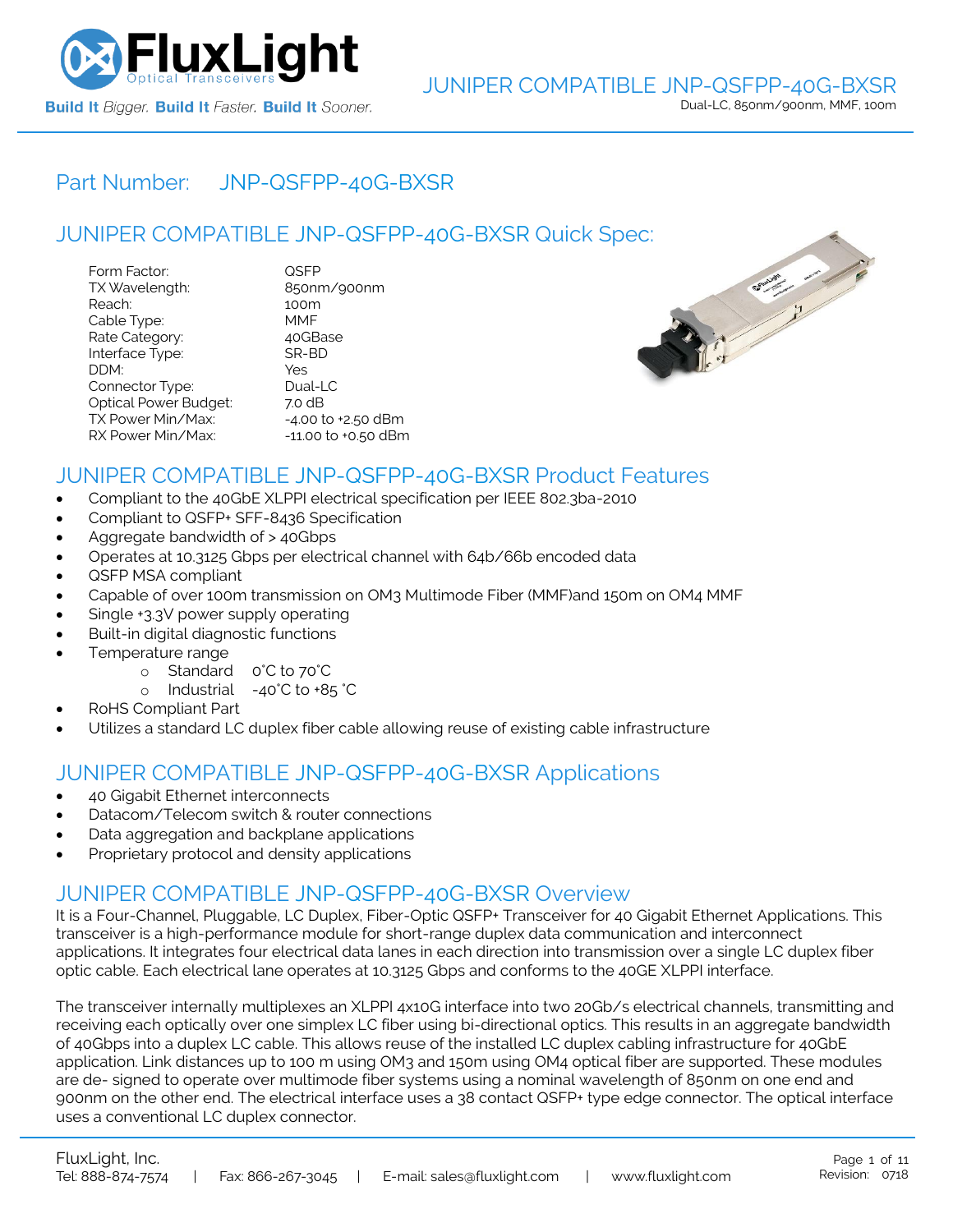# JUNIPER COMPATIBLE JNP-QSFPP-40G-BXSR

Dual-LC, 850nm/900nm, MMF, 100m

## Part Number: JNP-QSFPP-40G-BXSR

## JUNIPER COMPATIBLE JNP-QSFPP-40G-BXSR Quick Spec:

| | |
|---|---|
| Form Factor: | QSFP |
| TX Wavelength: | 850nm/900nm |
| Reach: | 100m |
| Cable Type: | MMF |
| Rate Category: | 40GBase |
| Interface Type: | SR-BD |
| DDM: | Yes |
| Connector Type: | Dual-LC |
| Optical Power Budget: | 7.0 dB |
| TX Power Min/Max: | -4.00 to +2.50 dBm |
| RX Power Min/Max: | -11.00 to +0.50 dBm |

## JUNIPER COMPATIBLE JNP-QSFPP-40G-BXSR Product Features

- Compliant to the 40GbE XLPPI electrical specification per IEEE 802.3ba-2010
- Compliant to QSFP+ SFF-8436 Specification
- Aggregate bandwidth of > 40Gbps
- Operates at 10.3125 Gbps per electrical channel with 64b/66b encoded data
- QSFP MSA compliant
- Capable of over 100m transmission on OM3 Multimode Fiber (MMF)and 150m on OM4 MMF
- Single +3.3V power supply operating
- Built-in digital diagnostic functions
- Temperature range
  - Standard 0°C to 70°C
  - Industrial -40°C to +85 °C
- RoHS Compliant Part
- Utilizes a standard LC duplex fiber cable allowing reuse of existing cable infrastructure

## JUNIPER COMPATIBLE JNP-QSFPP-40G-BXSR Applications

- 40 Gigabit Ethernet interconnects
- Datacom/Telecom switch & router connections
- Data aggregation and backplane applications
- Proprietary protocol and density applications

## JUNIPER COMPATIBLE JNP-QSFPP-40G-BXSR Overview

It is a Four-Channel, Pluggable, LC Duplex, Fiber-Optic QSFP+ Transceiver for 40 Gigabit Ethernet Applications. This transceiver is a high-performance module for short-range duplex data communication and interconnect applications. It integrates four electrical data lanes in each direction into transmission over a single LC duplex fiber optic cable. Each electrical lane operates at 10.3125 Gbps and conforms to the 40GE XLPPI interface.

The transceiver internally multiplexes an XLPPI 4x10G interface into two 20Gb/s electrical channels, transmitting and receiving each optically over one simplex LC fiber using bi-directional optics. This results in an aggregate bandwidth of 40Gbps into a duplex LC cable. This allows reuse of the installed LC duplex cabling infrastructure for 40GbE application. Link distances up to 100 m using OM3 and 150m using OM4 optical fiber are supported. These modules are de- signed to operate over multimode fiber systems using a nominal wavelength of 850nm on one end and 900nm on the other end. The electrical interface uses a 38 contact QSFP+ type edge connector. The optical interface uses a conventional LC duplex connector.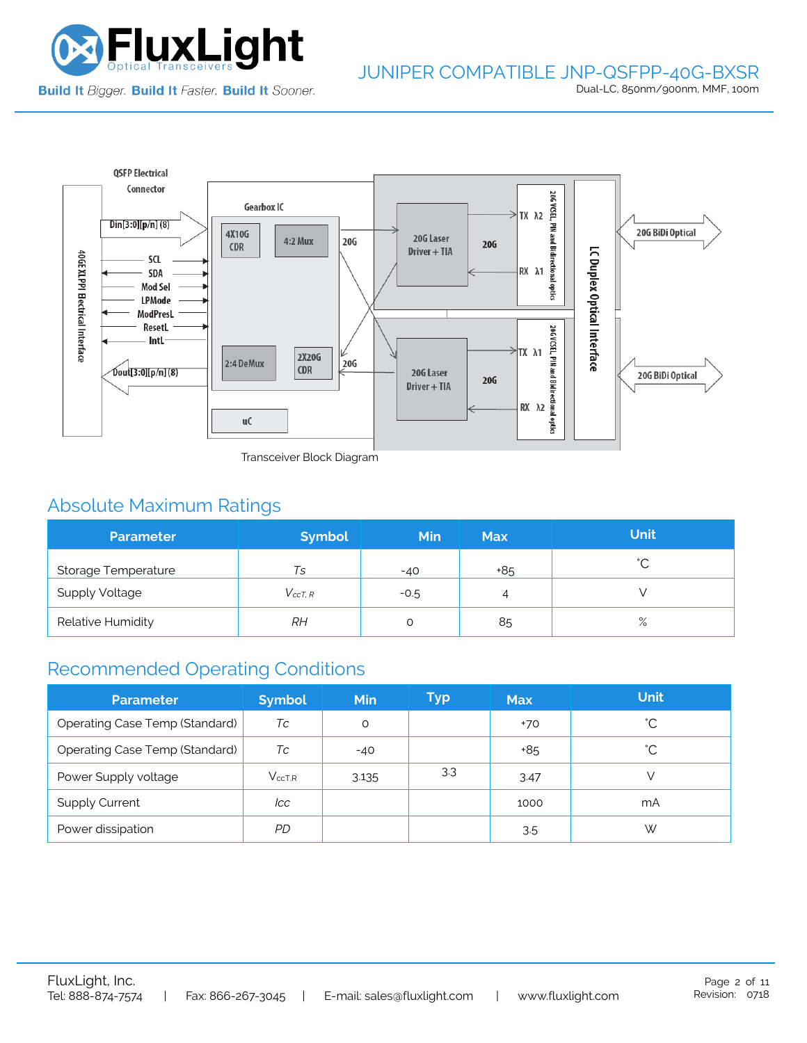Transceiver Block Diagram

## Absolute Maximum Ratings

| Parameter | Symbol | Min | Max | Unit |
|---|---|---|---|---|
| Storage Temperature | *Ts* | -40 | +85 | ˚C |
| Supply Voltage | $V_{ccT, R}$ | -0.5 | 4 | V |
| Relative Humidity | *RH* | 0 | 85 | % |

## Recommended Operating Conditions

| Parameter | Symbol | Min | Typ | Max | Unit |
|---|---|---|---|---|---|
| Operating Case Temp (Standard) | *Tc* | 0 | | +70 | ˚C |
| Operating Case Temp (Standard) | *Tc* | -40 | | +85 | ˚C |
| Power Supply voltage | $V_{ccT,R}$ | 3.135 | 3.3 | 3.47 | V |
| Supply Current | *Icc* | | | 1000 | mA |
| Power dissipation | *PD* | | | 3.5 | W |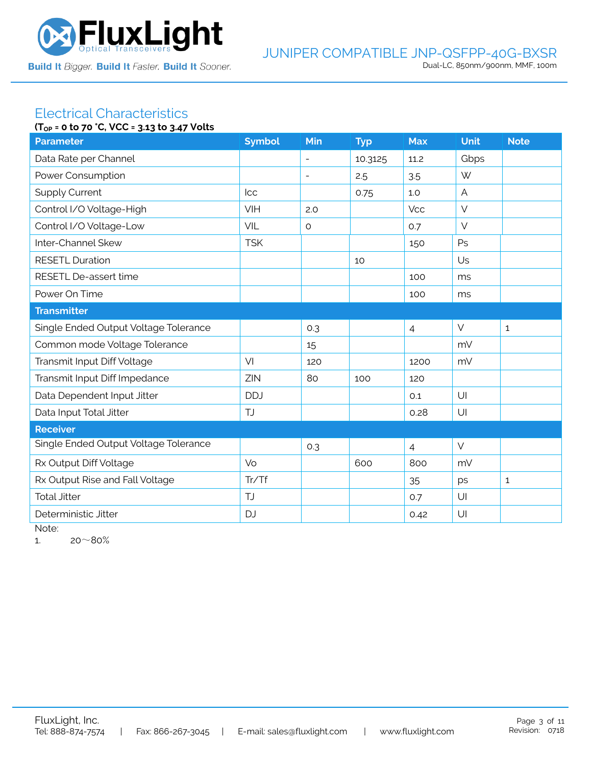## Electrical Characteristics

**($T_{OP}$ = 0 to 70 °C, VCC = 3.13 to 3.47 Volts**

| Parameter | Symbol | Min | Typ | Max | Unit | Note |
|---|---|---|---|---|---|---|
| Data Rate per Channel | | - | 10.3125 | 11.2 | Gbps | |
| Power Consumption | | - | 2.5 | 3.5 | W | |
| Supply Current | Icc | | 0.75 | 1.0 | A | |
| Control I/O Voltage-High | VIH | 2.0 | | Vcc | V | |
| Control I/O Voltage-Low | VIL | 0 | | 0.7 | V | |
| Inter-Channel Skew | TSK | | | 150 | Ps | |
| RESETL Duration | | | 10 | | Us | |
| RESETL De-assert time | | | | 100 | ms | |
| Power On Time | | | | 100 | ms | |
| **Transmitter** | | | | | | |
| Single Ended Output Voltage Tolerance | | 0.3 | | 4 | V | 1 |
| Common mode Voltage Tolerance | | 15 | | | mV | |
| Transmit Input Diff Voltage | VI | 120 | | 1200 | mV | |
| Transmit Input Diff Impedance | ZIN | 80 | 100 | 120 | | |
| Data Dependent Input Jitter | DDJ | | | 0.1 | UI | |
| Data Input Total Jitter | TJ | | | 0.28 | UI | |
| **Receiver** | | | | | | |
| Single Ended Output Voltage Tolerance | | 0.3 | | 4 | V | |
| Rx Output Diff Voltage | Vo | | 600 | 800 | mV | |
| Rx Output Rise and Fall Voltage | Tr/Tf | | | 35 | ps | 1 |
| Total Jitter | TJ | | | 0.7 | UI | |
| Deterministic Jitter | DJ | | | 0.42 | UI | |

Note:

1. 20～80%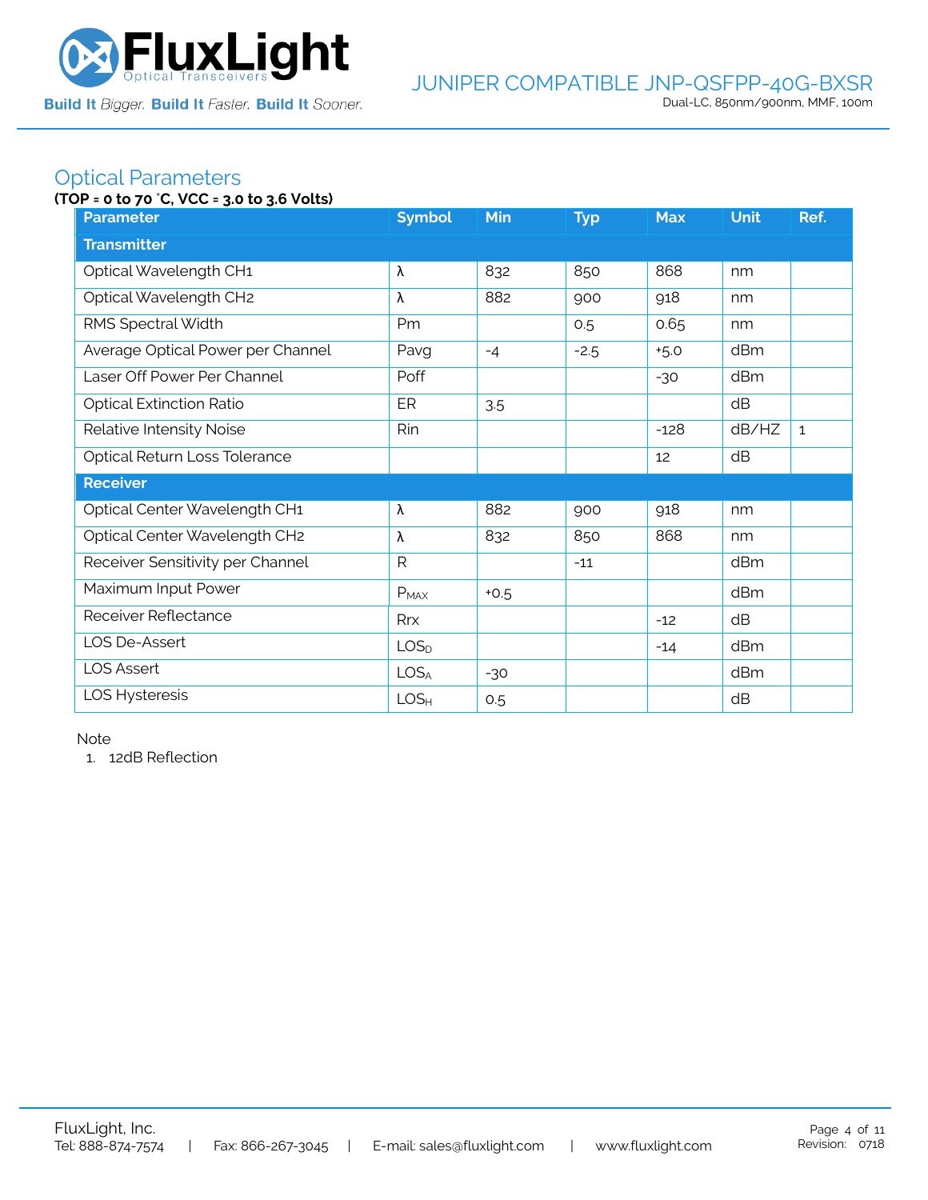## Optical Parameters

**(TOP = 0 to 70 °C, VCC = 3.0 to 3.6 Volts)**

| Parameter | Symbol | Min | Typ | Max | Unit | Ref. |
|---|---|---|---|---|---|---|
| **Transmitter** | | | | | | |
| Optical Wavelength CH1 | λ | 832 | 850 | 868 | nm | |
| Optical Wavelength CH2 | λ | 882 | 900 | 918 | nm | |
| RMS Spectral Width | Pm | | 0.5 | 0.65 | nm | |
| Average Optical Power per Channel | Pavg | -4 | -2.5 | +5.0 | dBm | |
| Laser Off Power Per Channel | Poff | | | -30 | dBm | |
| Optical Extinction Ratio | ER | 3.5 | | | dB | |
| Relative Intensity Noise | Rin | | | -128 | dB/HZ | 1 |
| Optical Return Loss Tolerance | | | | 12 | dB | |
| **Receiver** | | | | | | |
| Optical Center Wavelength CH1 | λ | 882 | 900 | 918 | nm | |
| Optical Center Wavelength CH2 | λ | 832 | 850 | 868 | nm | |
| Receiver Sensitivity per Channel | R | | -11 | | dBm | |
| Maximum Input Power | $P_{MAX}$ | +0.5 | | | dBm | |
| Receiver Reflectance | Rrx | | | -12 | dB | |
| LOS De-Assert | $LOS_D$ | | | -14 | dBm | |
| LOS Assert | $LOS_A$ | -30 | | | dBm | |
| LOS Hysteresis | $LOS_H$ | 0.5 | | | dB | |

Note

1. 12dB Reflection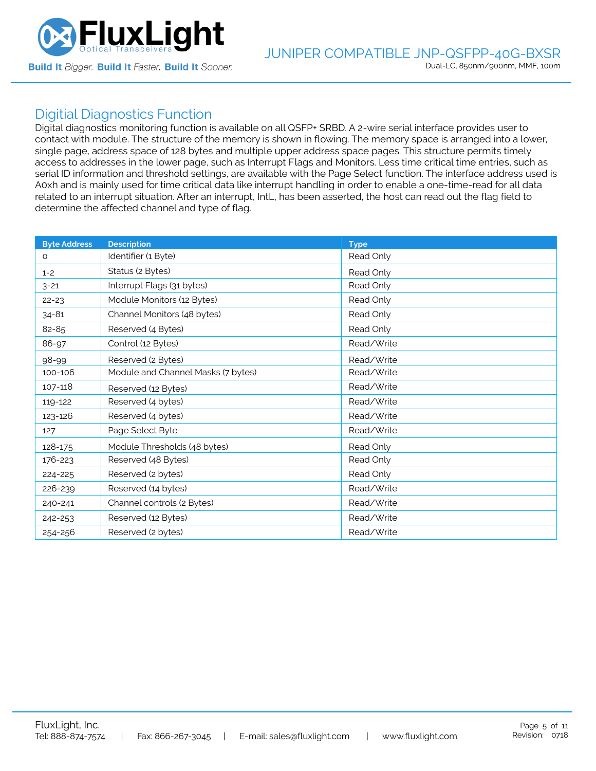## Digitial Diagnostics Function

Digital diagnostics monitoring function is available on all QSFP+ SRBD. A 2-wire serial interface provides user to contact with module. The structure of the memory is shown in flowing. The memory space is arranged into a lower, single page, address space of 128 bytes and multiple upper address space pages. This structure permits timely access to addresses in the lower page, such as Interrupt Flags and Monitors. Less time critical time entries, such as serial ID information and threshold settings, are available with the Page Select function. The interface address used is A0xh and is mainly used for time critical data like interrupt handling in order to enable a one-time-read for all data related to an interrupt situation. After an interrupt, IntL, has been asserted, the host can read out the flag field to determine the affected channel and type of flag.

| Byte Address | Description | Type |
|---|---|---|
| 0 | Identifier (1 Byte) | Read Only |
| 1-2 | Status (2 Bytes) | Read Only |
| 3-21 | Interrupt Flags (31 bytes) | Read Only |
| 22-23 | Module Monitors (12 Bytes) | Read Only |
| 34-81 | Channel Monitors (48 bytes) | Read Only |
| 82-85 | Reserved (4 Bytes) | Read Only |
| 86-97 | Control (12 Bytes) | Read/Write |
| 98-99 | Reserved (2 Bytes) | Read/Write |
| 100-106 | Module and Channel Masks (7 bytes) | Read/Write |
| 107-118 | Reserved (12 Bytes) | Read/Write |
| 119-122 | Reserved (4 bytes) | Read/Write |
| 123-126 | Reserved (4 bytes) | Read/Write |
| 127 | Page Select Byte | Read/Write |
| 128-175 | Module Thresholds (48 bytes) | Read Only |
| 176-223 | Reserved (48 Bytes) | Read Only |
| 224-225 | Reserved (2 bytes) | Read Only |
| 226-239 | Reserved (14 bytes) | Read/Write |
| 240-241 | Channel controls (2 Bytes) | Read/Write |
| 242-253 | Reserved (12 Bytes) | Read/Write |
| 254-256 | Reserved (2 bytes) | Read/Write |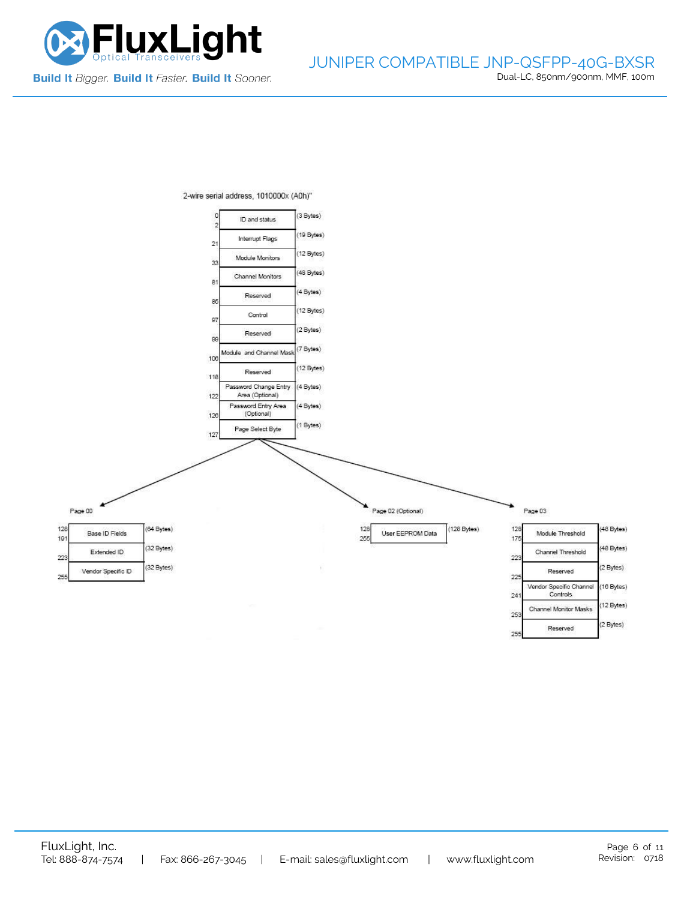2-wire serial address, 1010000x (A0h)"

| Address | Field | Size |
|---|---|---|
| 0–2 | ID and status | (3 Bytes) |
| 21 | Interrupt Flags | (19 Bytes) |
| 33 | Module Monitors | (12 Bytes) |
| 81 | Channel Monitors | (48 Bytes) |
| 85 | Reserved | (4 Bytes) |
| 97 | Control | (12 Bytes) |
| 99 | Reserved | (2 Bytes) |
| 106 | Module and Channel Mask | (7 Bytes) |
| 118 | Reserved | (12 Bytes) |
| 122 | Password Change Entry Area (Optional) | (4 Bytes) |
| 126 | Password Entry Area (Optional) | (4 Bytes) |
| 127 | Page Select Byte | (1 Bytes) |

Page 00

| Address | Field | Size |
|---|---|---|
| 128–191 | Base ID Fields | (64 Bytes) |
| 223 | Extended ID | (32 Bytes) |
| 255 | Vendor Specific ID | (32 Bytes) |

Page 02 (Optional)

| Address | Field | Size |
|---|---|---|
| 128–255 | User EEPROM Data | (128 Bytes) |

Page 03

| Address | Field | Size |
|---|---|---|
| 128–175 | Module Threshold | (48 Bytes) |
| 223 | Channel Threshold | (48 Bytes) |
| 225 | Reserved | (2 Bytes) |
| 241 | Vendor Specific Channel Controls | (16 Bytes) |
| 253 | Channel Monitor Masks | (12 Bytes) |
| 255 | Reserved | (2 Bytes) |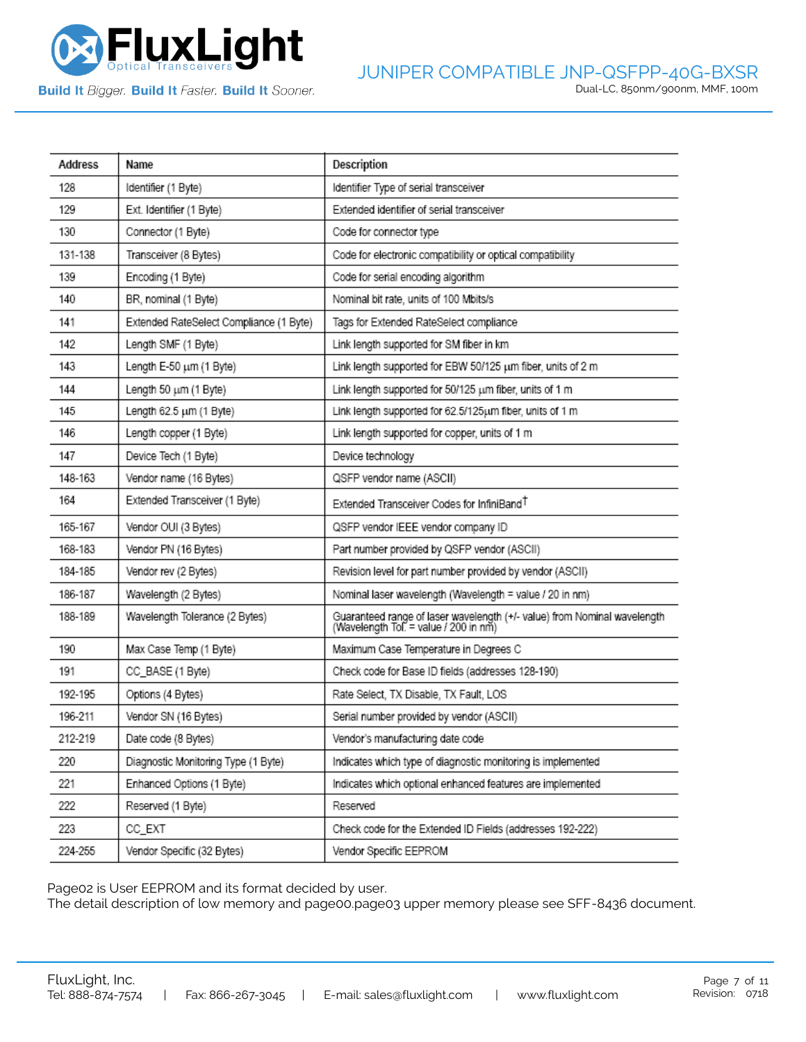| Address | Name | Description |
| --- | --- | --- |
| 128 | Identifier (1 Byte) | Identifier Type of serial transceiver |
| 129 | Ext. Identifier (1 Byte) | Extended identifier of serial transceiver |
| 130 | Connector (1 Byte) | Code for connector type |
| 131-138 | Transceiver (8 Bytes) | Code for electronic compatibility or optical compatibility |
| 139 | Encoding (1 Byte) | Code for serial encoding algorithm |
| 140 | BR, nominal (1 Byte) | Nominal bit rate, units of 100 Mbits/s |
| 141 | Extended RateSelect Compliance (1 Byte) | Tags for Extended RateSelect compliance |
| 142 | Length SMF (1 Byte) | Link length supported for SM fiber in km |
| 143 | Length E-50 μm (1 Byte) | Link length supported for EBW 50/125 μm fiber, units of 2 m |
| 144 | Length 50 μm (1 Byte) | Link length supported for 50/125 μm fiber, units of 1 m |
| 145 | Length 62.5 μm (1 Byte) | Link length supported for 62.5/125μm fiber, units of 1 m |
| 146 | Length copper (1 Byte) | Link length supported for copper, units of 1 m |
| 147 | Device Tech (1 Byte) | Device technology |
| 148-163 | Vendor name (16 Bytes) | QSFP vendor name (ASCII) |
| 164 | Extended Transceiver (1 Byte) | Extended Transceiver Codes for InfiniBand† |
| 165-167 | Vendor OUI (3 Bytes) | QSFP vendor IEEE vendor company ID |
| 168-183 | Vendor PN (16 Bytes) | Part number provided by QSFP vendor (ASCII) |
| 184-185 | Vendor rev (2 Bytes) | Revision level for part number provided by vendor (ASCII) |
| 186-187 | Wavelength (2 Bytes) | Nominal laser wavelength (Wavelength = value / 20 in nm) |
| 188-189 | Wavelength Tolerance (2 Bytes) | Guaranteed range of laser wavelength (+/- value) from Nominal wavelength (Wavelength Tol. = value / 200 in nm) |
| 190 | Max Case Temp (1 Byte) | Maximum Case Temperature in Degrees C |
| 191 | CC_BASE (1 Byte) | Check code for Base ID fields (addresses 128-190) |
| 192-195 | Options (4 Bytes) | Rate Select, TX Disable, TX Fault, LOS |
| 196-211 | Vendor SN (16 Bytes) | Serial number provided by vendor (ASCII) |
| 212-219 | Date code (8 Bytes) | Vendor's manufacturing date code |
| 220 | Diagnostic Monitoring Type (1 Byte) | Indicates which type of diagnostic monitoring is implemented |
| 221 | Enhanced Options (1 Byte) | Indicates which optional enhanced features are implemented |
| 222 | Reserved (1 Byte) | Reserved |
| 223 | CC_EXT | Check code for the Extended ID Fields (addresses 192-222) |
| 224-255 | Vendor Specific (32 Bytes) | Vendor Specific EEPROM |

Page02 is User EEPROM and its format decided by user.
The detail description of low memory and page00.page03 upper memory please see SFF-8436 document.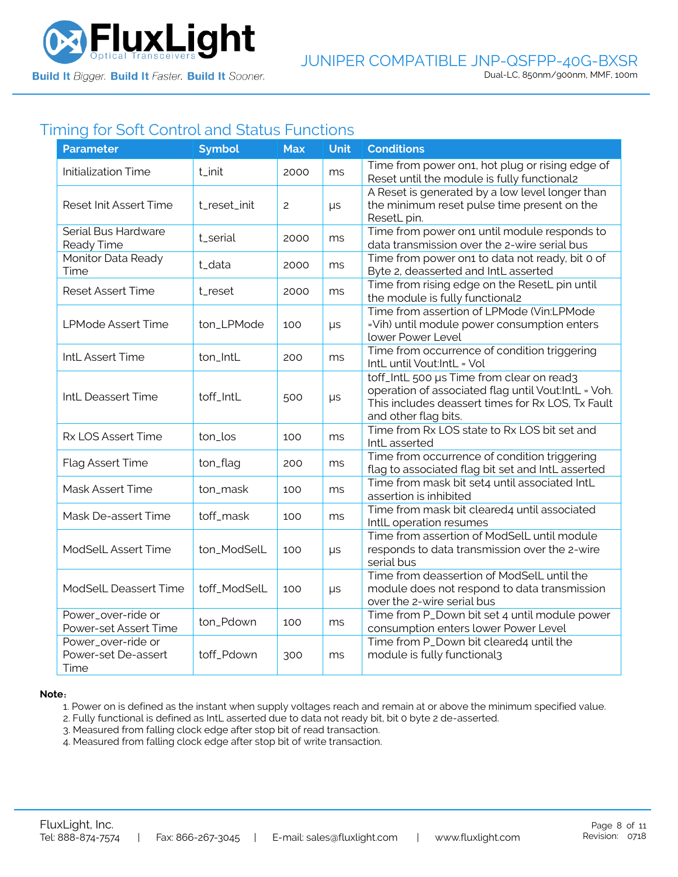## Timing for Soft Control and Status Functions

| Parameter | Symbol | Max | Unit | Conditions |
|---|---|---|---|---|
| Initialization Time | t_init | 2000 | ms | Time from power on1, hot plug or rising edge of Reset until the module is fully functional2 |
| Reset Init Assert Time | t_reset_init | 2 | μs | A Reset is generated by a low level longer than the minimum reset pulse time present on the ResetL pin. |
| Serial Bus Hardware Ready Time | t_serial | 2000 | ms | Time from power on1 until module responds to data transmission over the 2-wire serial bus |
| Monitor Data Ready Time | t_data | 2000 | ms | Time from power on1 to data not ready, bit 0 of Byte 2, deasserted and IntL asserted |
| Reset Assert Time | t_reset | 2000 | ms | Time from rising edge on the ResetL pin until the module is fully functional2 |
| LPMode Assert Time | ton_LPMode | 100 | μs | Time from assertion of LPMode (Vin:LPMode =Vih) until module power consumption enters lower Power Level |
| IntL Assert Time | ton_IntL | 200 | ms | Time from occurrence of condition triggering IntL until Vout:IntL = Vol |
| IntL Deassert Time | toff_IntL | 500 | μs | toff_IntL 500 μs Time from clear on read3 operation of associated flag until Vout:IntL = Voh. This includes deassert times for Rx LOS, Tx Fault and other flag bits. |
| Rx LOS Assert Time | ton_los | 100 | ms | Time from Rx LOS state to Rx LOS bit set and IntL asserted |
| Flag Assert Time | ton_flag | 200 | ms | Time from occurrence of condition triggering flag to associated flag bit set and IntL asserted |
| Mask Assert Time | ton_mask | 100 | ms | Time from mask bit set4 until associated IntL assertion is inhibited |
| Mask De-assert Time | toff_mask | 100 | ms | Time from mask bit cleared4 until associated IntlL operation resumes |
| ModSelL Assert Time | ton_ModSelL | 100 | μs | Time from assertion of ModSelL until module responds to data transmission over the 2-wire serial bus |
| ModSelL Deassert Time | toff_ModSelL | 100 | μs | Time from deassertion of ModSelL until the module does not respond to data transmission over the 2-wire serial bus |
| Power_over-ride or Power-set Assert Time | ton_Pdown | 100 | ms | Time from P_Down bit set 4 until module power consumption enters lower Power Level |
| Power_over-ride or Power-set De-assert Time | toff_Pdown | 300 | ms | Time from P_Down bit cleared4 until the module is fully functional3 |

**Note:**

1. Power on is defined as the instant when supply voltages reach and remain at or above the minimum specified value.
2. Fully functional is defined as IntL asserted due to data not ready bit, bit 0 byte 2 de-asserted.
3. Measured from falling clock edge after stop bit of read transaction.
4. Measured from falling clock edge after stop bit of write transaction.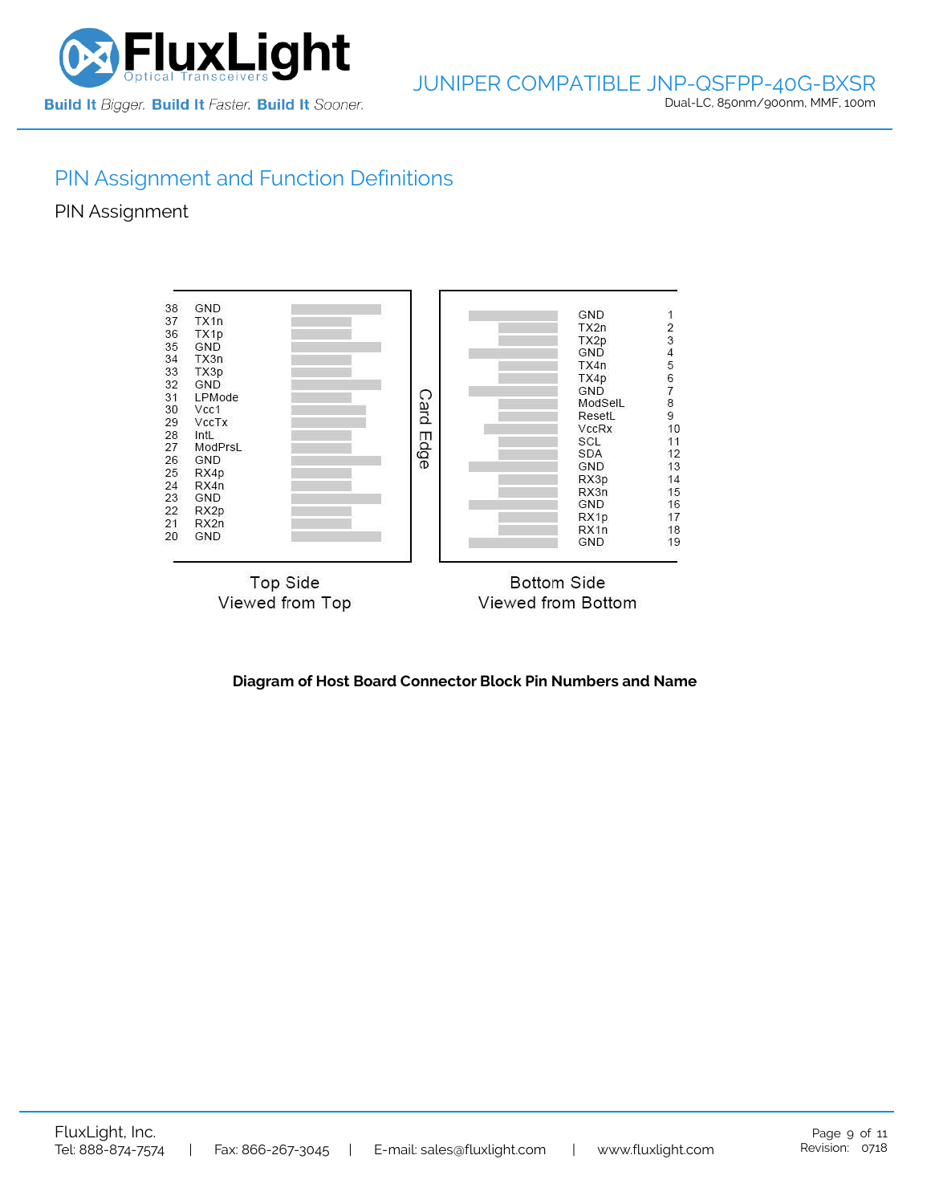## PIN Assignment and Function Definitions

### PIN Assignment

| Pin | Name (Top Side) |
|---|---|
| 38 | GND |
| 37 | TX1n |
| 36 | TX1p |
| 35 | GND |
| 34 | TX3n |
| 33 | TX3p |
| 32 | GND |
| 31 | LPMode |
| 30 | Vcc1 |
| 29 | VccTx |
| 28 | IntL |
| 27 | ModPrsL |
| 26 | GND |
| 25 | RX4p |
| 24 | RX4n |
| 23 | GND |
| 22 | RX2p |
| 21 | RX2n |
| 20 | GND |

Top Side
Viewed from Top

Card Edge

| Name (Bottom Side) | Pin |
|---|---|
| GND | 1 |
| TX2n | 2 |
| TX2p | 3 |
| GND | 4 |
| TX4n | 5 |
| TX4p | 6 |
| GND | 7 |
| ModSelL | 8 |
| ResetL | 9 |
| VccRx | 10 |
| SCL | 11 |
| SDA | 12 |
| GND | 13 |
| RX3p | 14 |
| RX3n | 15 |
| GND | 16 |
| RX1p | 17 |
| RX1n | 18 |
| GND | 19 |

Bottom Side
Viewed from Bottom

**Diagram of Host Board Connector Block Pin Numbers and Name**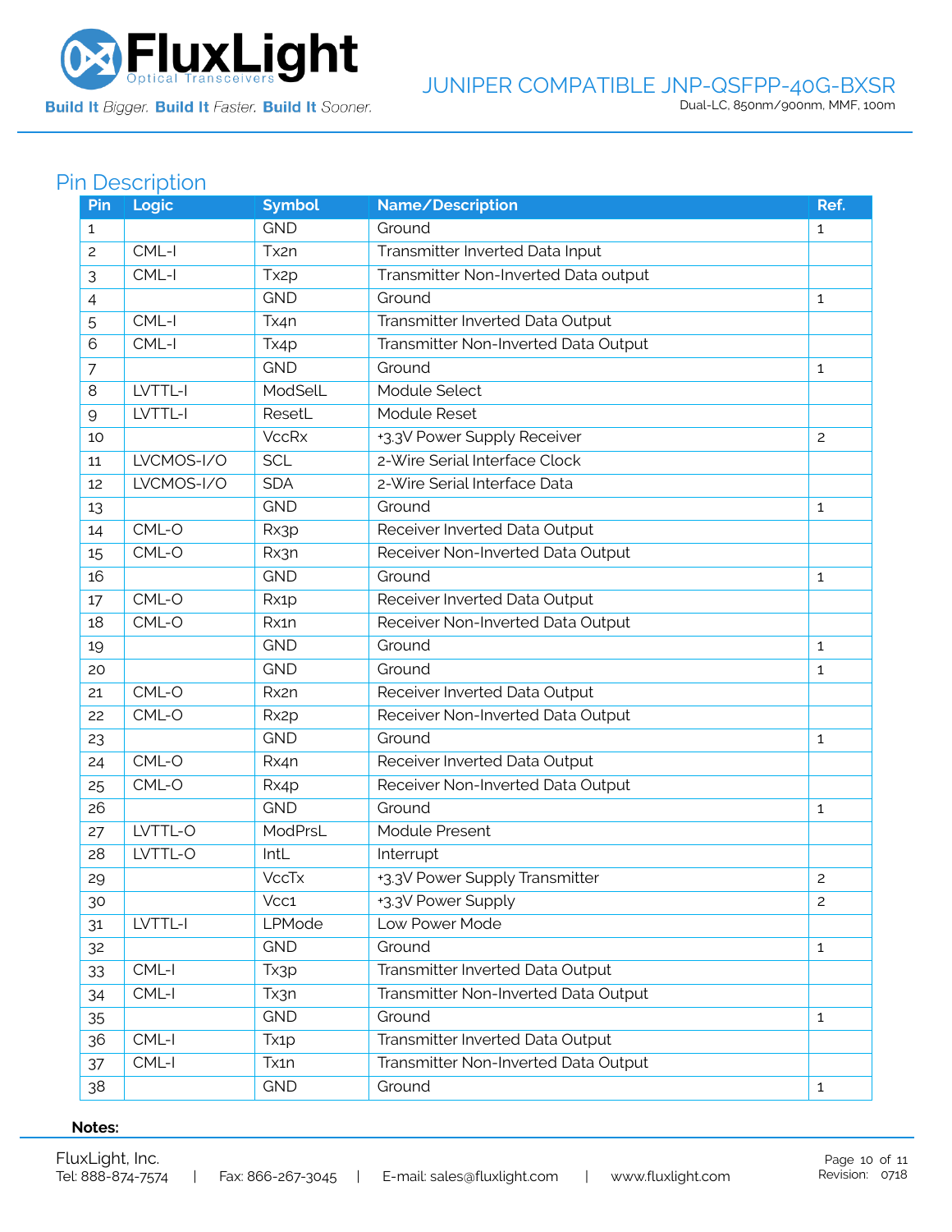## Pin Description

| Pin | Logic | Symbol | Name/Description | Ref. |
|---|---|---|---|---|
| 1 | | GND | Ground | 1 |
| 2 | CML-I | Tx2n | Transmitter Inverted Data Input | |
| 3 | CML-I | Tx2p | Transmitter Non-Inverted Data output | |
| 4 | | GND | Ground | 1 |
| 5 | CML-I | Tx4n | Transmitter Inverted Data Output | |
| 6 | CML-I | Tx4p | Transmitter Non-Inverted Data Output | |
| 7 | | GND | Ground | 1 |
| 8 | LVTTL-I | ModSelL | Module Select | |
| 9 | LVTTL-I | ResetL | Module Reset | |
| 10 | | VccRx | +3.3V Power Supply Receiver | 2 |
| 11 | LVCMOS-I/O | SCL | 2-Wire Serial Interface Clock | |
| 12 | LVCMOS-I/O | SDA | 2-Wire Serial Interface Data | |
| 13 | | GND | Ground | 1 |
| 14 | CML-O | Rx3p | Receiver Inverted Data Output | |
| 15 | CML-O | Rx3n | Receiver Non-Inverted Data Output | |
| 16 | | GND | Ground | 1 |
| 17 | CML-O | Rx1p | Receiver Inverted Data Output | |
| 18 | CML-O | Rx1n | Receiver Non-Inverted Data Output | |
| 19 | | GND | Ground | 1 |
| 20 | | GND | Ground | 1 |
| 21 | CML-O | Rx2n | Receiver Inverted Data Output | |
| 22 | CML-O | Rx2p | Receiver Non-Inverted Data Output | |
| 23 | | GND | Ground | 1 |
| 24 | CML-O | Rx4n | Receiver Inverted Data Output | |
| 25 | CML-O | Rx4p | Receiver Non-Inverted Data Output | |
| 26 | | GND | Ground | 1 |
| 27 | LVTTL-O | ModPrsL | Module Present | |
| 28 | LVTTL-O | IntL | Interrupt | |
| 29 | | VccTx | +3.3V Power Supply Transmitter | 2 |
| 30 | | Vcc1 | +3.3V Power Supply | 2 |
| 31 | LVTTL-I | LPMode | Low Power Mode | |
| 32 | | GND | Ground | 1 |
| 33 | CML-I | Tx3p | Transmitter Inverted Data Output | |
| 34 | CML-I | Tx3n | Transmitter Non-Inverted Data Output | |
| 35 | | GND | Ground | 1 |
| 36 | CML-I | Tx1p | Transmitter Inverted Data Output | |
| 37 | CML-I | Tx1n | Transmitter Non-Inverted Data Output | |
| 38 | | GND | Ground | 1 |

**Notes:**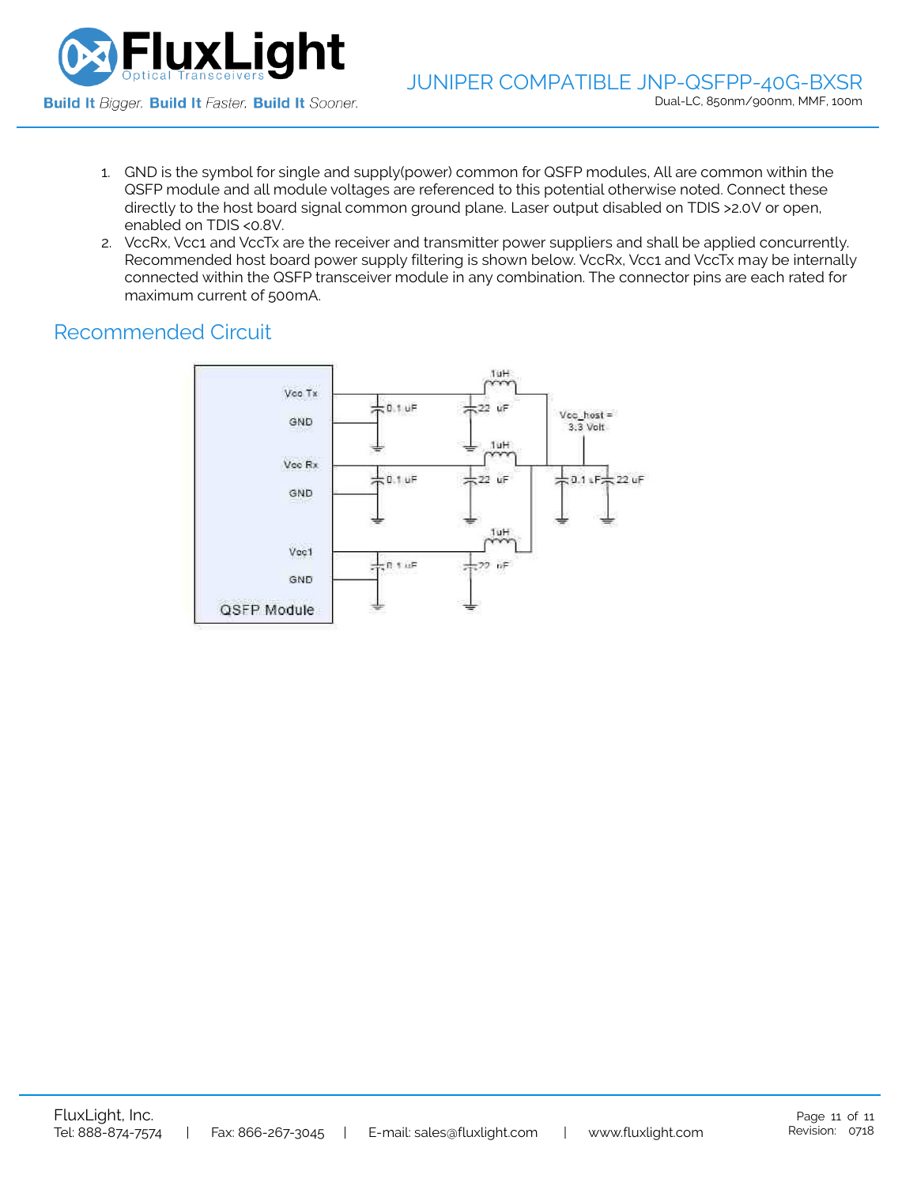1. GND is the symbol for single and supply(power) common for QSFP modules, All are common within the QSFP module and all module voltages are referenced to this potential otherwise noted. Connect these directly to the host board signal common ground plane. Laser output disabled on TDIS >2.0V or open, enabled on TDIS <0.8V.
2. VccRx, Vcc1 and VccTx are the receiver and transmitter power suppliers and shall be applied concurrently. Recommended host board power supply filtering is shown below. VccRx, Vcc1 and VccTx may be internally connected within the QSFP transceiver module in any combination. The connector pins are each rated for maximum current of 500mA.

## Recommended Circuit

Vcc Tx
GND
Vcc Rx
GND
Vcc1
GND
QSFP Module
0.1 uF
22 uF
1uH
Vcc_host = 3.3 Volt
0.1 uF
22 uF